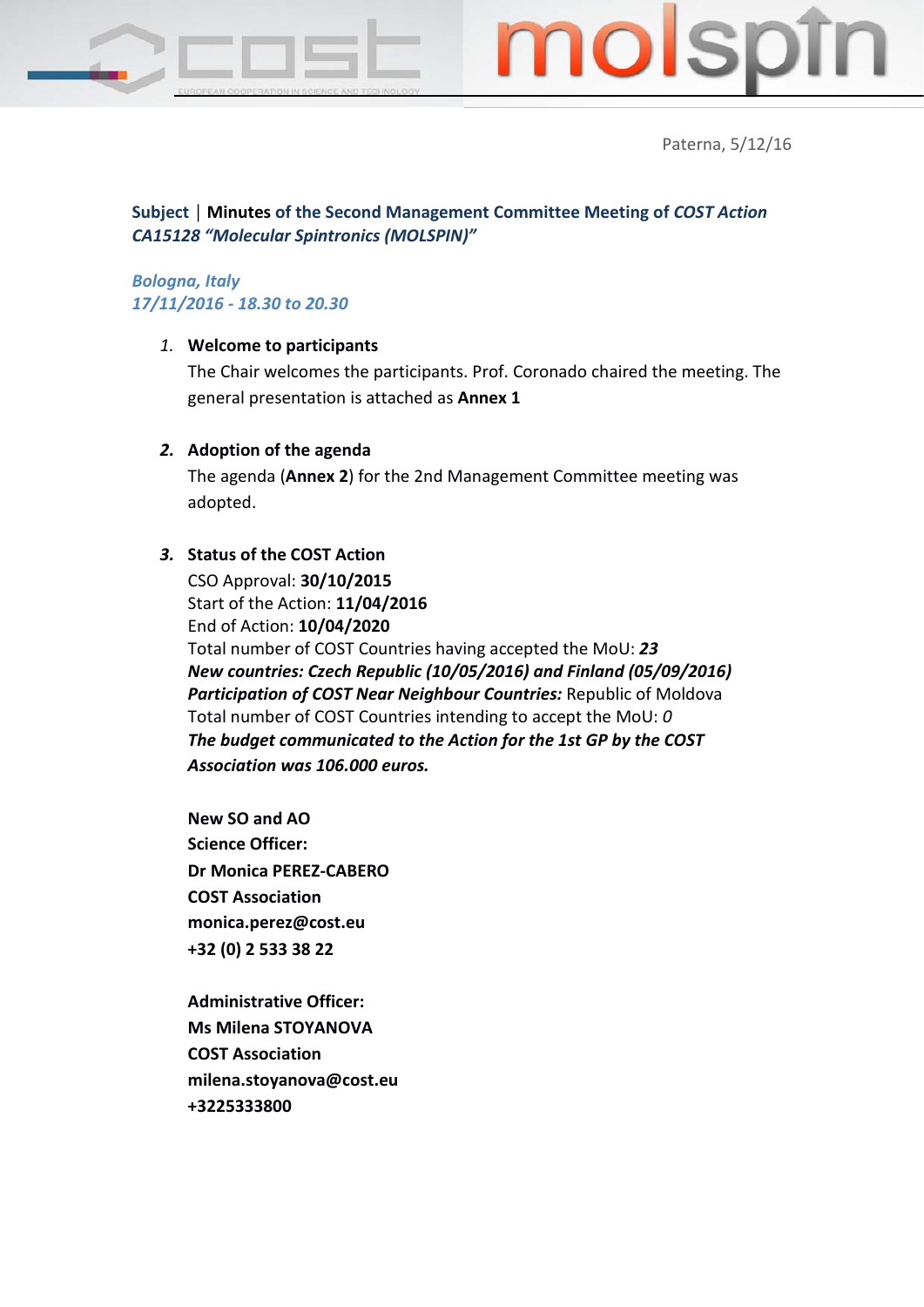Paterna, 5/12/16

**Subject** | **Minutes of the Second Management Committee Meeting of *COST Action CA15128 "Molecular Spintronics (MOLSPIN)"***

*Bologna, Italy*
*17/11/2016 - 18.30 to 20.30*

1. **Welcome to participants**
   The Chair welcomes the participants. Prof. Coronado chaired the meeting. The general presentation is attached as **Annex 1**

2. **Adoption of the agenda**
   The agenda (**Annex 2**) for the 2nd Management Committee meeting was adopted.

3. **Status of the COST Action**
   CSO Approval: **30/10/2015**
   Start of the Action: **11/04/2016**
   End of Action: **10/04/2020**
   Total number of COST Countries having accepted the MoU: ***23***
   ***New countries: Czech Republic (10/05/2016) and Finland (05/09/2016)***
   ***Participation of COST Near Neighbour Countries:*** Republic of Moldova
   Total number of COST Countries intending to accept the MoU: *0*
   ***The budget communicated to the Action for the 1st GP by the COST Association was 106.000 euros.***

   **New SO and AO**
   **Science Officer:**
   **Dr Monica PEREZ-CABERO**
   **COST Association**
   **monica.perez@cost.eu**
   **+32 (0) 2 533 38 22**

   **Administrative Officer:**
   **Ms Milena STOYANOVA**
   **COST Association**
   **milena.stoyanova@cost.eu**
   **+3225333800**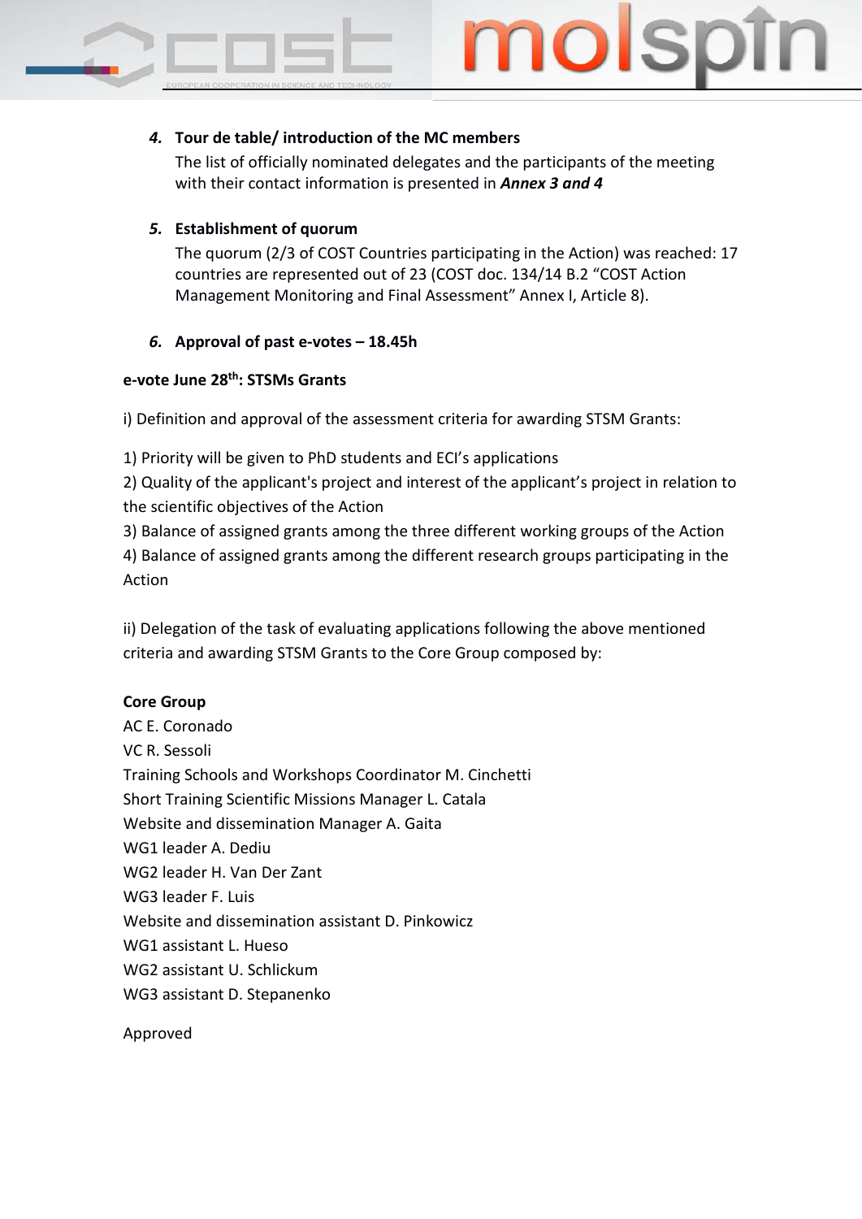4. **Tour de table/ introduction of the MC members**
   The list of officially nominated delegates and the participants of the meeting with their contact information is presented in ***Annex 3 and 4***

5. **Establishment of quorum**
   The quorum (2/3 of COST Countries participating in the Action) was reached: 17 countries are represented out of 23 (COST doc. 134/14 B.2 "COST Action Management Monitoring and Final Assessment" Annex I, Article 8).

6. **Approval of past e-votes – 18.45h**

**e-vote June 28th: STSMs Grants**

i) Definition and approval of the assessment criteria for awarding STSM Grants:

1) Priority will be given to PhD students and ECI's applications
2) Quality of the applicant's project and interest of the applicant's project in relation to the scientific objectives of the Action
3) Balance of assigned grants among the three different working groups of the Action
4) Balance of assigned grants among the different research groups participating in the Action

ii) Delegation of the task of evaluating applications following the above mentioned criteria and awarding STSM Grants to the Core Group composed by:

**Core Group**
AC E. Coronado
VC R. Sessoli
Training Schools and Workshops Coordinator M. Cinchetti
Short Training Scientific Missions Manager L. Catala
Website and dissemination Manager A. Gaita
WG1 leader A. Dediu
WG2 leader H. Van Der Zant
WG3 leader F. Luis
Website and dissemination assistant D. Pinkowicz
WG1 assistant L. Hueso
WG2 assistant U. Schlickum
WG3 assistant D. Stepanenko

Approved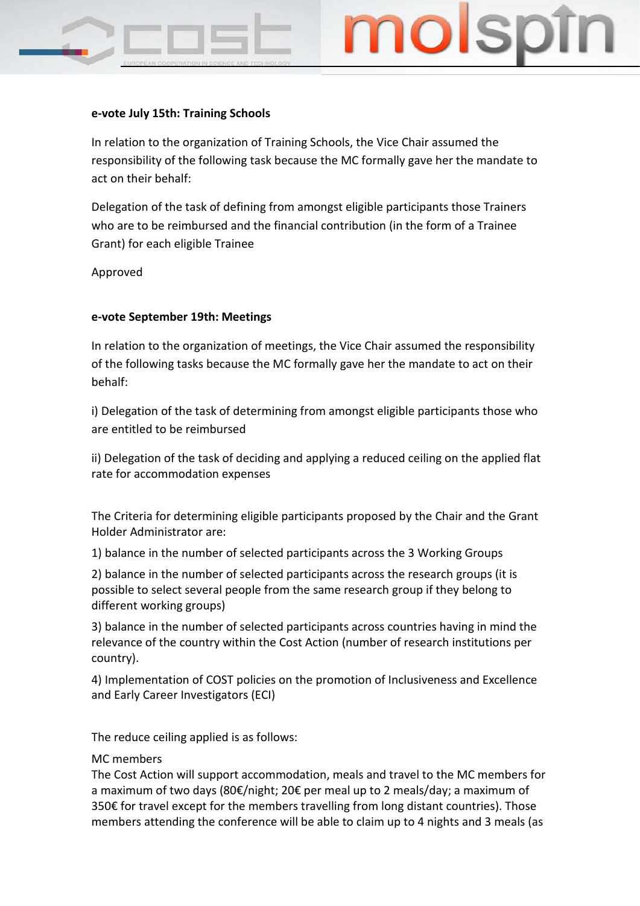**e-vote July 15th: Training Schools**

In relation to the organization of Training Schools, the Vice Chair assumed the responsibility of the following task because the MC formally gave her the mandate to act on their behalf:

Delegation of the task of defining from amongst eligible participants those Trainers who are to be reimbursed and the financial contribution (in the form of a Trainee Grant) for each eligible Trainee

Approved

**e-vote September 19th: Meetings**

In relation to the organization of meetings, the Vice Chair assumed the responsibility of the following tasks because the MC formally gave her the mandate to act on their behalf:

i) Delegation of the task of determining from amongst eligible participants those who are entitled to be reimbursed

ii) Delegation of the task of deciding and applying a reduced ceiling on the applied flat rate for accommodation expenses

The Criteria for determining eligible participants proposed by the Chair and the Grant Holder Administrator are:

1) balance in the number of selected participants across the 3 Working Groups

2) balance in the number of selected participants across the research groups (it is possible to select several people from the same research group if they belong to different working groups)

3) balance in the number of selected participants across countries having in mind the relevance of the country within the Cost Action (number of research institutions per country).

4) Implementation of COST policies on the promotion of Inclusiveness and Excellence and Early Career Investigators (ECI)

The reduce ceiling applied is as follows:

MC members
The Cost Action will support accommodation, meals and travel to the MC members for a maximum of two days (80€/night; 20€ per meal up to 2 meals/day; a maximum of 350€ for travel except for the members travelling from long distant countries). Those members attending the conference will be able to claim up to 4 nights and 3 meals (as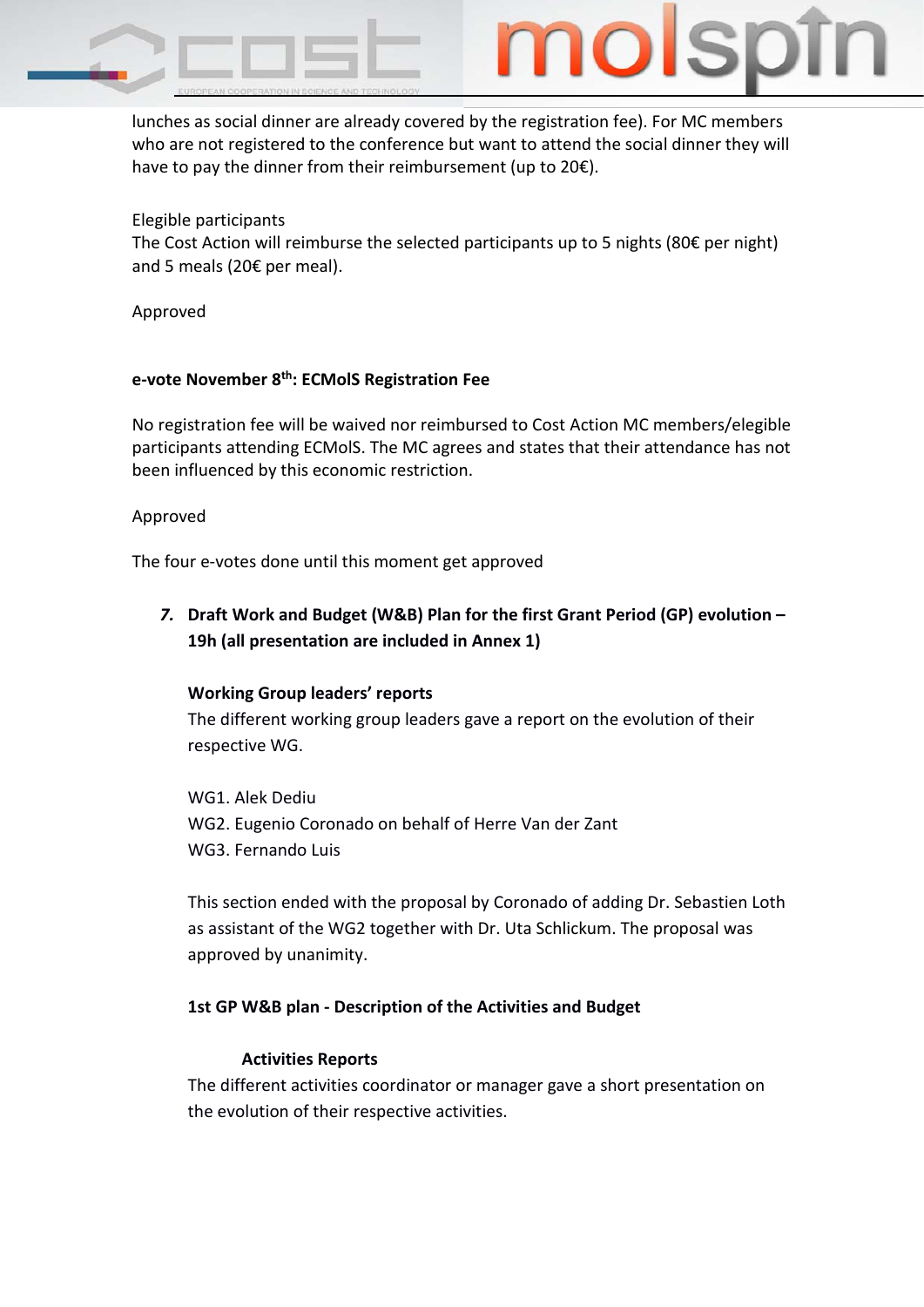lunches as social dinner are already covered by the registration fee). For MC members who are not registered to the conference but want to attend the social dinner they will have to pay the dinner from their reimbursement (up to 20€).

Elegible participants
The Cost Action will reimburse the selected participants up to 5 nights (80€ per night) and 5 meals (20€ per meal).

Approved

**e-vote November 8th: ECMolS Registration Fee**

No registration fee will be waived nor reimbursed to Cost Action MC members/elegible participants attending ECMolS. The MC agrees and states that their attendance has not been influenced by this economic restriction.

Approved

The four e-votes done until this moment get approved

7. **Draft Work and Budget (W&B) Plan for the first Grant Period (GP) evolution – 19h (all presentation are included in Annex 1)**

   **Working Group leaders' reports**
   The different working group leaders gave a report on the evolution of their respective WG.

   WG1. Alek Dediu
   WG2. Eugenio Coronado on behalf of Herre Van der Zant
   WG3. Fernando Luis

   This section ended with the proposal by Coronado of adding Dr. Sebastien Loth as assistant of the WG2 together with Dr. Uta Schlickum. The proposal was approved by unanimity.

   **1st GP W&B plan - Description of the Activities and Budget**

   **Activities Reports**
   The different activities coordinator or manager gave a short presentation on the evolution of their respective activities.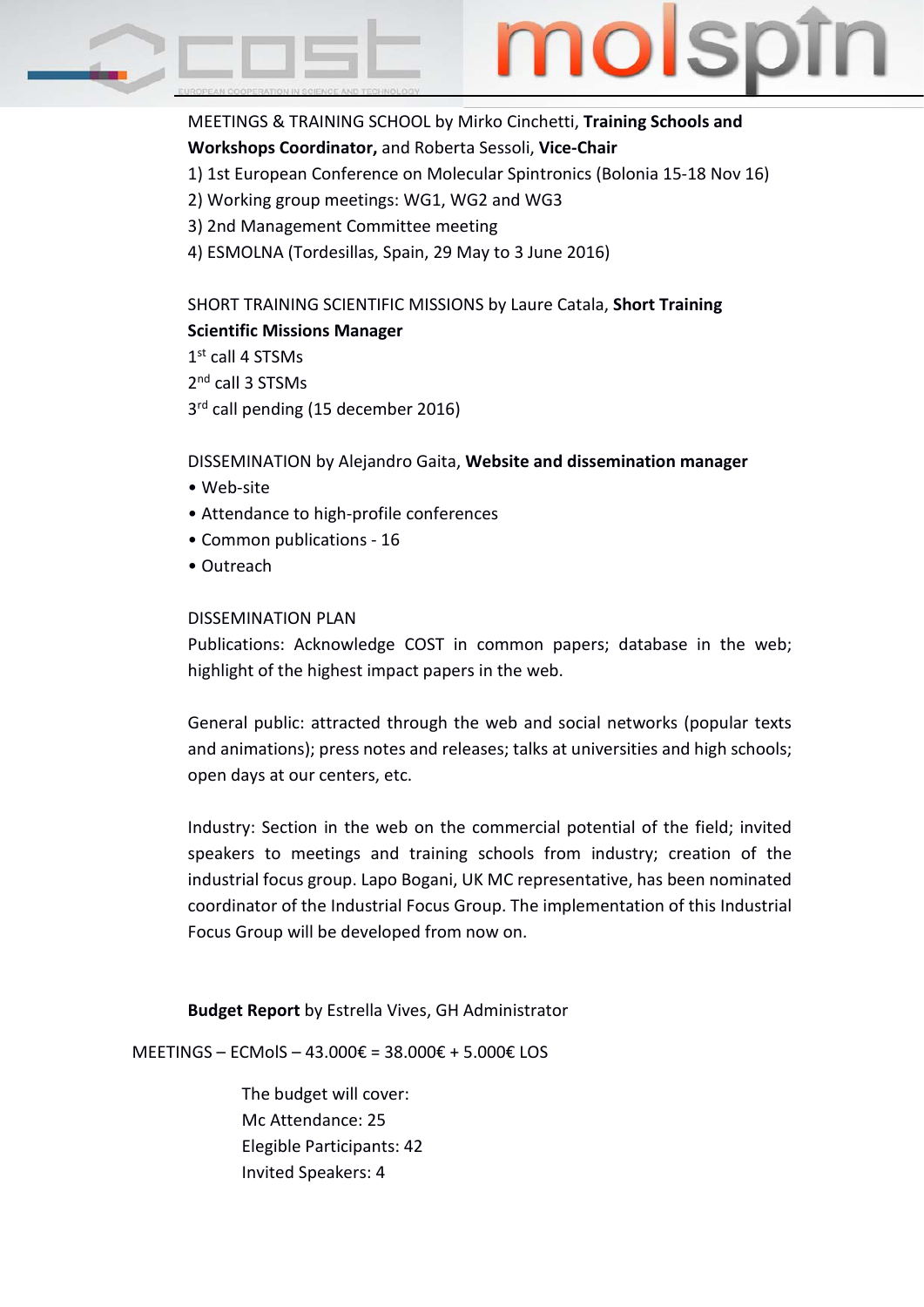MEETINGS & TRAINING SCHOOL by Mirko Cinchetti, **Training Schools and Workshops Coordinator,** and Roberta Sessoli, **Vice-Chair**

1) 1st European Conference on Molecular Spintronics (Bolonia 15-18 Nov 16)
2) Working group meetings: WG1, WG2 and WG3
3) 2nd Management Committee meeting
4) ESMOLNA (Tordesillas, Spain, 29 May to 3 June 2016)

SHORT TRAINING SCIENTIFIC MISSIONS by Laure Catala, **Short Training Scientific Missions Manager**

1st call 4 STSMs
2nd call 3 STSMs
3rd call pending (15 december 2016)

DISSEMINATION by Alejandro Gaita, **Website and dissemination manager**

- Web-site
- Attendance to high-profile conferences
- Common publications - 16
- Outreach

DISSEMINATION PLAN

Publications: Acknowledge COST in common papers; database in the web; highlight of the highest impact papers in the web.

General public: attracted through the web and social networks (popular texts and animations); press notes and releases; talks at universities and high schools; open days at our centers, etc.

Industry: Section in the web on the commercial potential of the field; invited speakers to meetings and training schools from industry; creation of the industrial focus group. Lapo Bogani, UK MC representative, has been nominated coordinator of the Industrial Focus Group. The implementation of this Industrial Focus Group will be developed from now on.

**Budget Report** by Estrella Vives, GH Administrator

MEETINGS – ECMolS – 43.000€ = 38.000€ + 5.000€ LOS

The budget will cover:
Mc Attendance: 25
Elegible Participants: 42
Invited Speakers: 4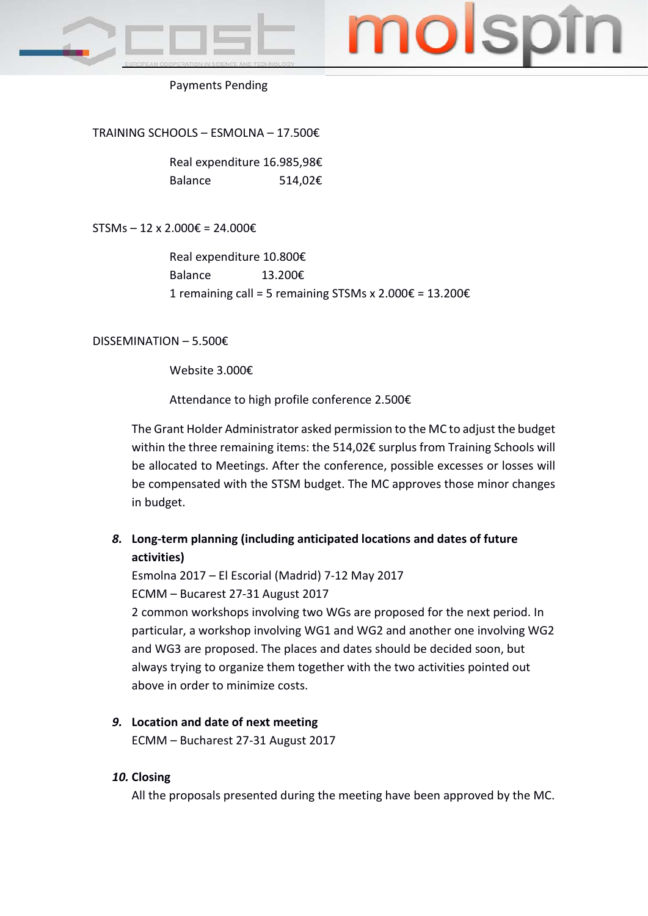Payments Pending

TRAINING SCHOOLS – ESMOLNA – 17.500€

Real expenditure 16.985,98€
Balance 514,02€

STSMs – 12 x 2.000€ = 24.000€

Real expenditure 10.800€
Balance 13.200€
1 remaining call = 5 remaining STSMs x 2.000€ = 13.200€

DISSEMINATION – 5.500€

Website 3.000€

Attendance to high profile conference 2.500€

The Grant Holder Administrator asked permission to the MC to adjust the budget within the three remaining items: the 514,02€ surplus from Training Schools will be allocated to Meetings. After the conference, possible excesses or losses will be compensated with the STSM budget. The MC approves those minor changes in budget.

***8.*** **Long-term planning (including anticipated locations and dates of future activities)**

Esmolna 2017 – El Escorial (Madrid) 7-12 May 2017
ECMM – Bucarest 27-31 August 2017
2 common workshops involving two WGs are proposed for the next period. In particular, a workshop involving WG1 and WG2 and another one involving WG2 and WG3 are proposed. The places and dates should be decided soon, but always trying to organize them together with the two activities pointed out above in order to minimize costs.

***9.*** **Location and date of next meeting**

ECMM – Bucharest 27-31 August 2017

***10.*** **Closing**

All the proposals presented during the meeting have been approved by the MC.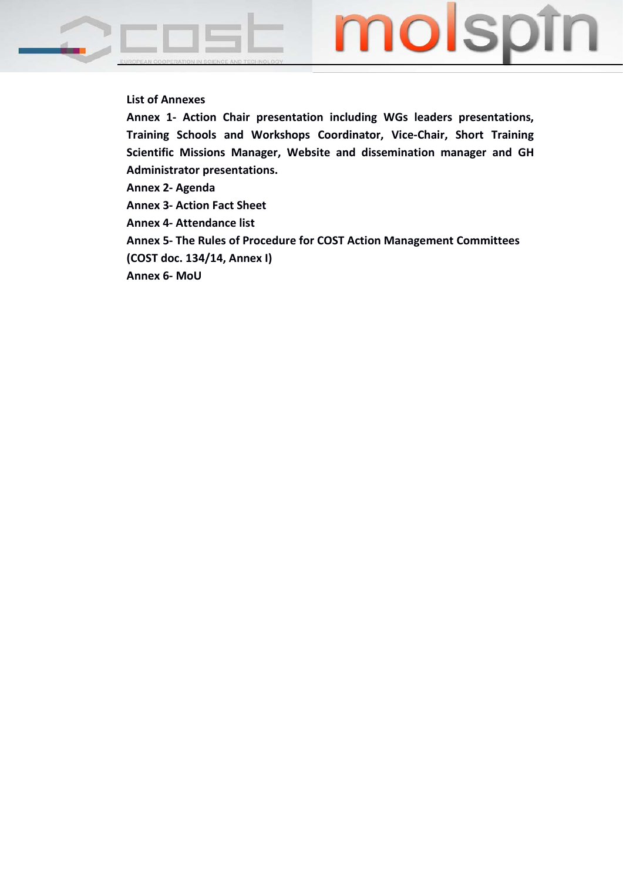**List of Annexes**

**Annex 1- Action Chair presentation including WGs leaders presentations, Training Schools and Workshops Coordinator, Vice-Chair, Short Training Scientific Missions Manager, Website and dissemination manager and GH Administrator presentations.**

**Annex 2- Agenda**

**Annex 3- Action Fact Sheet**

**Annex 4- Attendance list**

**Annex 5- The Rules of Procedure for COST Action Management Committees (COST doc. 134/14, Annex I)**

**Annex 6- MoU**